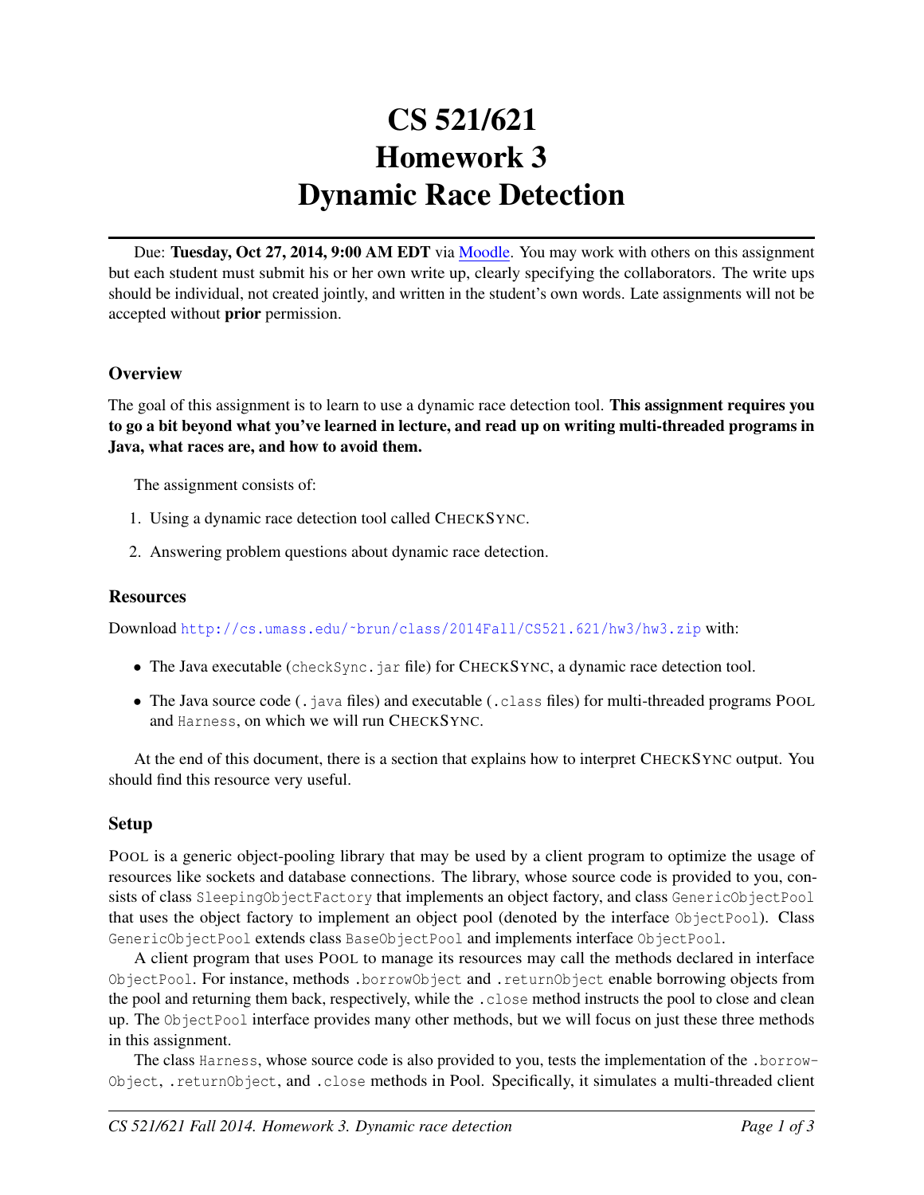# CS 521/621
# Homework 3
# Dynamic Race Detection

Due: **Tuesday, Oct 27, 2014, 9:00 AM EDT** via Moodle. You may work with others on this assignment but each student must submit his or her own write up, clearly specifying the collaborators. The write ups should be individual, not created jointly, and written in the student's own words. Late assignments will not be accepted without **prior** permission.

### Overview

The goal of this assignment is to learn to use a dynamic race detection tool. **This assignment requires you to go a bit beyond what you've learned in lecture, and read up on writing multi-threaded programs in Java, what races are, and how to avoid them.**

The assignment consists of:

1. Using a dynamic race detection tool called CHECKSYNC.
2. Answering problem questions about dynamic race detection.

### Resources

Download `http://cs.umass.edu/~brun/class/2014Fall/CS521.621/hw3/hw3.zip` with:

- The Java executable (`checkSync.jar` file) for CHECKSYNC, a dynamic race detection tool.
- The Java source code (`.java` files) and executable (`.class` files) for multi-threaded programs POOL and `Harness`, on which we will run CHECKSYNC.

At the end of this document, there is a section that explains how to interpret CHECKSYNC output. You should find this resource very useful.

### Setup

POOL is a generic object-pooling library that may be used by a client program to optimize the usage of resources like sockets and database connections. The library, whose source code is provided to you, consists of class `SleepingObjectFactory` that implements an object factory, and class `GenericObjectPool` that uses the object factory to implement an object pool (denoted by the interface `ObjectPool`). Class `GenericObjectPool` extends class `BaseObjectPool` and implements interface `ObjectPool`.

A client program that uses POOL to manage its resources may call the methods declared in interface `ObjectPool`. For instance, methods `.borrowObject` and `.returnObject` enable borrowing objects from the pool and returning them back, respectively, while the `.close` method instructs the pool to close and clean up. The `ObjectPool` interface provides many other methods, but we will focus on just these three methods in this assignment.

The class `Harness`, whose source code is also provided to you, tests the implementation of the `.borrowObject`, `.returnObject`, and `.close` methods in Pool. Specifically, it simulates a multi-threaded client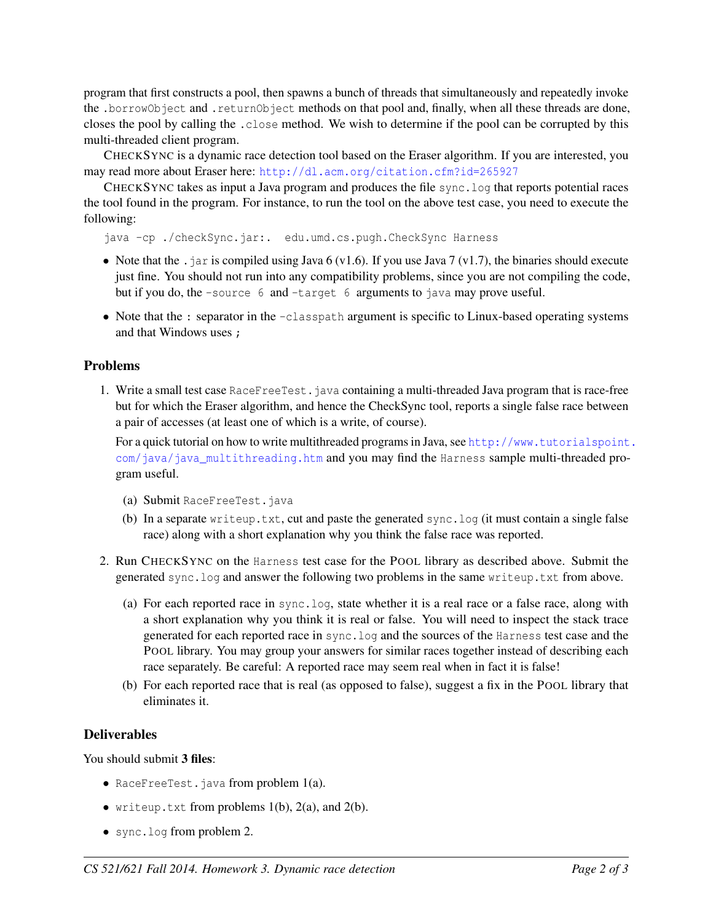program that first constructs a pool, then spawns a bunch of threads that simultaneously and repeatedly invoke the `.borrowObject` and `.returnObject` methods on that pool and, finally, when all these threads are done, closes the pool by calling the `.close` method. We wish to determine if the pool can be corrupted by this multi-threaded client program.

CHECKSYNC is a dynamic race detection tool based on the Eraser algorithm. If you are interested, you may read more about Eraser here: http://dl.acm.org/citation.cfm?id=265927

CHECKSYNC takes as input a Java program and produces the file `sync.log` that reports potential races the tool found in the program. For instance, to run the tool on the above test case, you need to execute the following:

```
java -cp ./checkSync.jar:.  edu.umd.cs.pugh.CheckSync Harness
```

- Note that the `.jar` is compiled using Java 6 (v1.6). If you use Java 7 (v1.7), the binaries should execute just fine. You should not run into any compatibility problems, since you are not compiling the code, but if you do, the `-source 6` and `-target 6` arguments to `java` may prove useful.
- Note that the `:` separator in the `-classpath` argument is specific to Linux-based operating systems and that Windows uses `;`

## Problems

1. Write a small test case `RaceFreeTest.java` containing a multi-threaded Java program that is race-free but for which the Eraser algorithm, and hence the CheckSync tool, reports a single false race between a pair of accesses (at least one of which is a write, of course).

   For a quick tutorial on how to write multithreaded programs in Java, see http://www.tutorialspoint.com/java/java_multithreading.htm and you may find the `Harness` sample multi-threaded program useful.

   (a) Submit `RaceFreeTest.java`

   (b) In a separate `writeup.txt`, cut and paste the generated `sync.log` (it must contain a single false race) along with a short explanation why you think the false race was reported.

2. Run CHECKSYNC on the `Harness` test case for the POOL library as described above. Submit the generated `sync.log` and answer the following two problems in the same `writeup.txt` from above.

   (a) For each reported race in `sync.log`, state whether it is a real race or a false race, along with a short explanation why you think it is real or false. You will need to inspect the stack trace generated for each reported race in `sync.log` and the sources of the `Harness` test case and the POOL library. You may group your answers for similar races together instead of describing each race separately. Be careful: A reported race may seem real when in fact it is false!

   (b) For each reported race that is real (as opposed to false), suggest a fix in the POOL library that eliminates it.

## Deliverables

You should submit **3 files**:

- `RaceFreeTest.java` from problem 1(a).
- `writeup.txt` from problems 1(b), 2(a), and 2(b).
- `sync.log` from problem 2.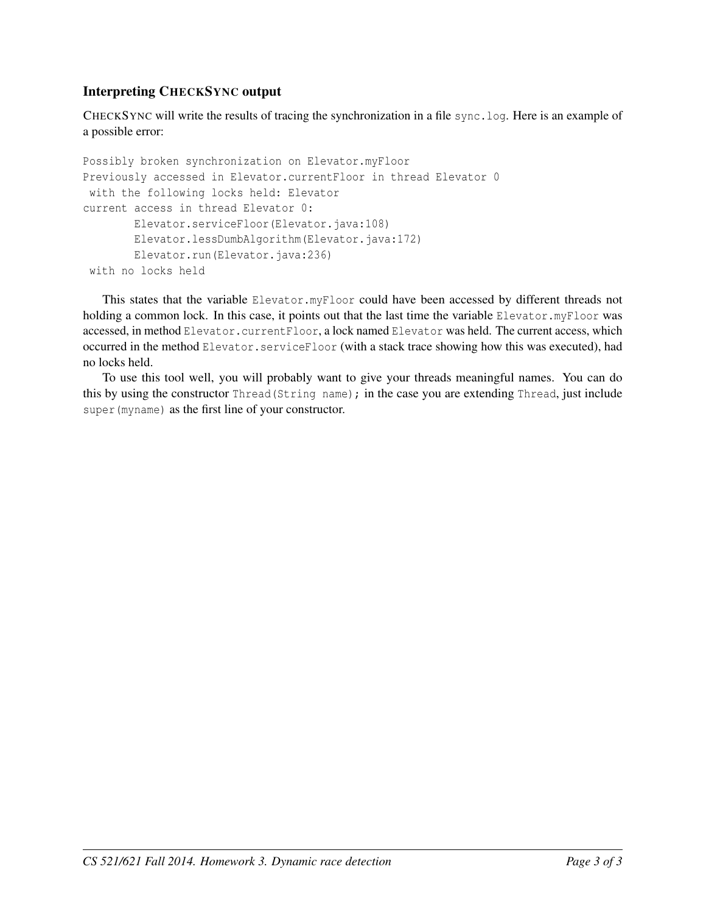### Interpreting CHECKSYNC output

CHECKSYNC will write the results of tracing the synchronization in a file `sync.log`. Here is an example of a possible error:

```
Possibly broken synchronization on Elevator.myFloor
Previously accessed in Elevator.currentFloor in thread Elevator 0
 with the following locks held: Elevator
current access in thread Elevator 0:
        Elevator.serviceFloor(Elevator.java:108)
        Elevator.lessDumbAlgorithm(Elevator.java:172)
        Elevator.run(Elevator.java:236)
 with no locks held
```

This states that the variable `Elevator.myFloor` could have been accessed by different threads not holding a common lock. In this case, it points out that the last time the variable `Elevator.myFloor` was accessed, in method `Elevator.currentFloor`, a lock named `Elevator` was held. The current access, which occurred in the method `Elevator.serviceFloor` (with a stack trace showing how this was executed), had no locks held.

To use this tool well, you will probably want to give your threads meaningful names. You can do this by using the constructor `Thread(String name)`; in the case you are extending `Thread`, just include `super(myname)` as the first line of your constructor.